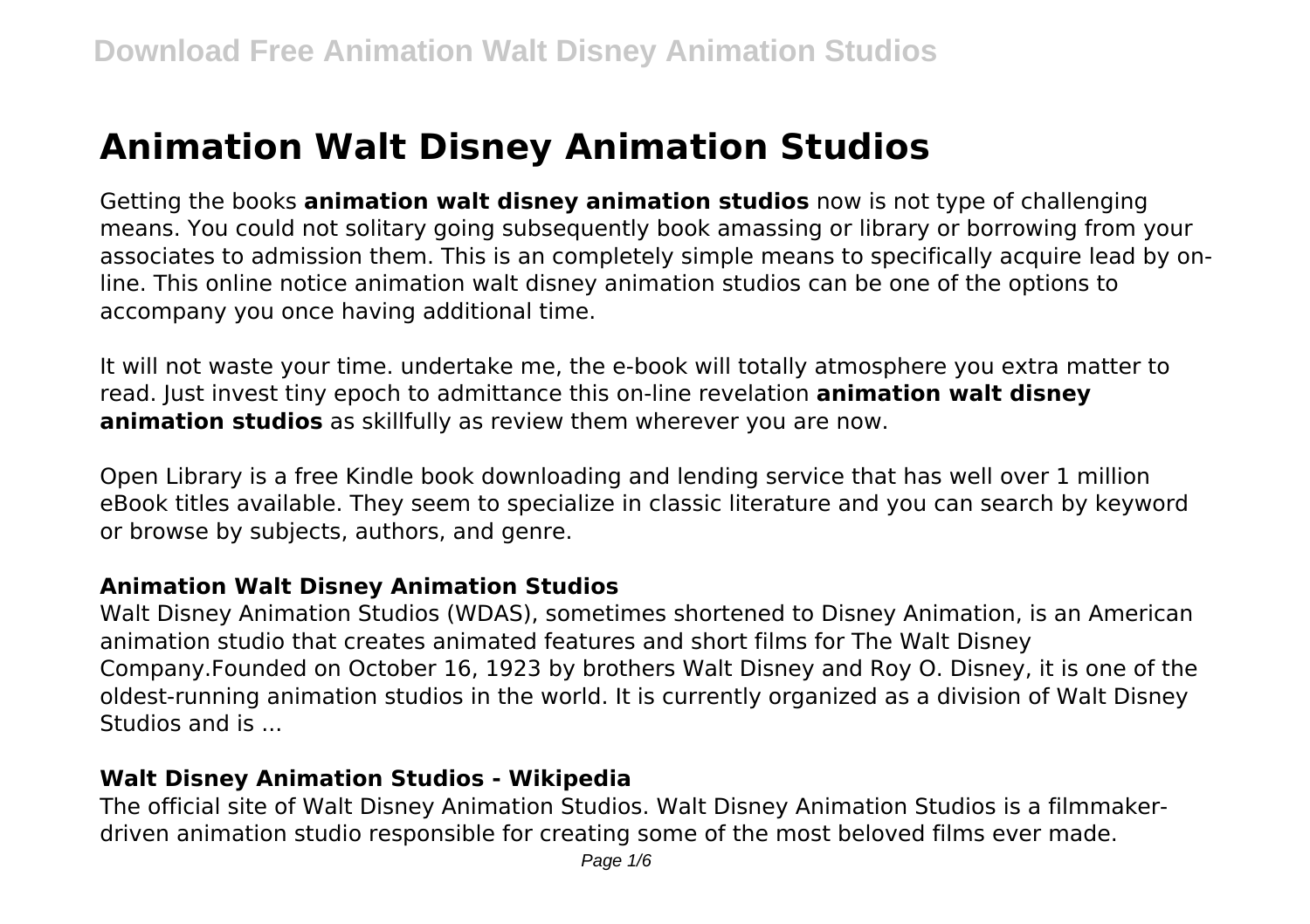# Animation Walt Disney Animation Studios

Getting the books **animation walt disney animation studios** now is not type of challenging means. You could not solitary going subsequently book amassing or library or borrowing from your associates to admission them. This is an completely simple means to specifically acquire lead by on-line. This online notice animation walt disney animation studios can be one of the options to accompany you once having additional time.

It will not waste your time. undertake me, the e-book will totally atmosphere you extra matter to read. Just invest tiny epoch to admittance this on-line revelation **animation walt disney animation studios** as skillfully as review them wherever you are now.

Open Library is a free Kindle book downloading and lending service that has well over 1 million eBook titles available. They seem to specialize in classic literature and you can search by keyword or browse by subjects, authors, and genre.

### Animation Walt Disney Animation Studios

Walt Disney Animation Studios (WDAS), sometimes shortened to Disney Animation, is an American animation studio that creates animated features and short films for The Walt Disney Company.Founded on October 16, 1923 by brothers Walt Disney and Roy O. Disney, it is one of the oldest-running animation studios in the world. It is currently organized as a division of Walt Disney Studios and is ...

### Walt Disney Animation Studios - Wikipedia

The official site of Walt Disney Animation Studios. Walt Disney Animation Studios is a filmmaker-driven animation studio responsible for creating some of the most beloved films ever made.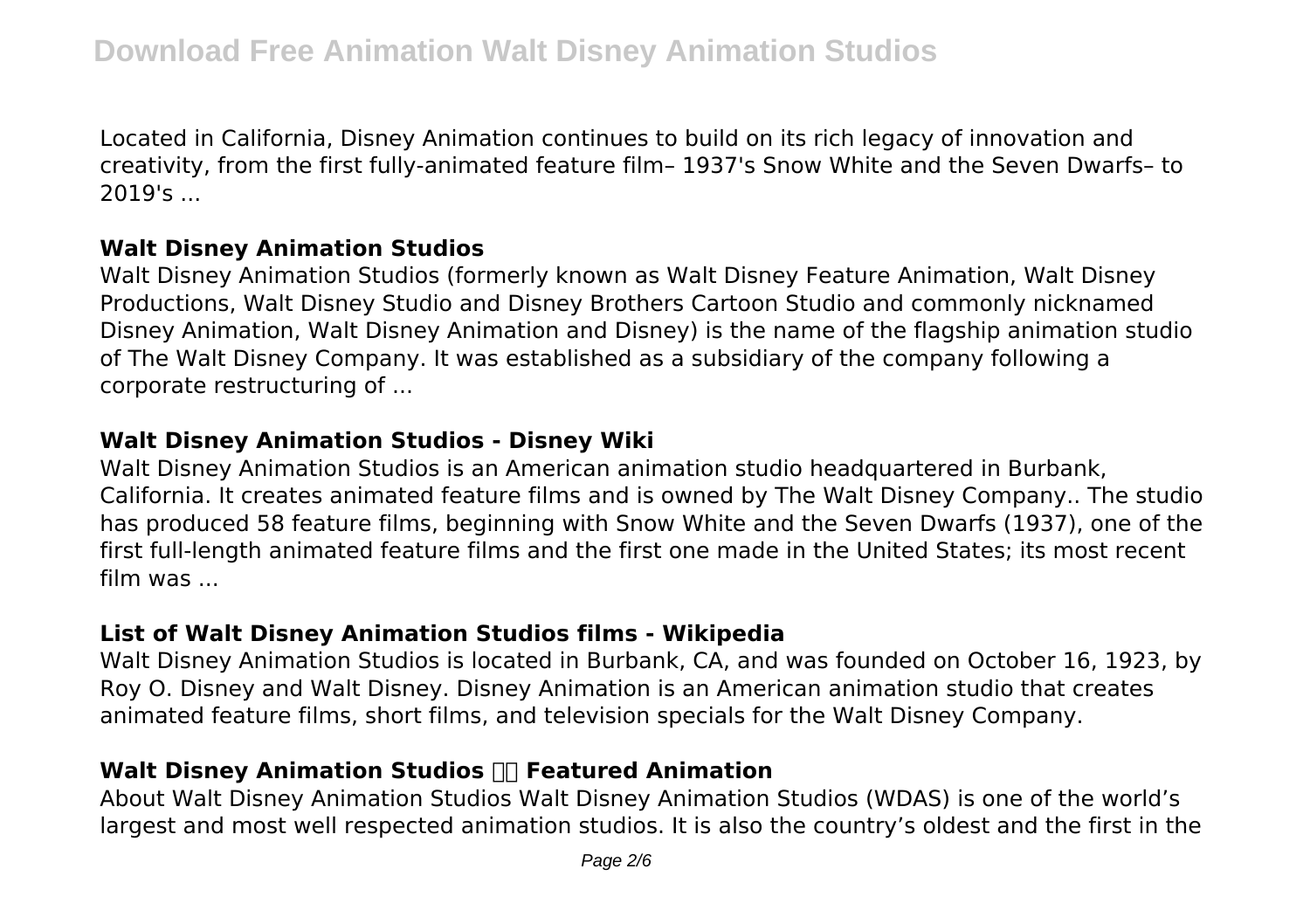Located in California, Disney Animation continues to build on its rich legacy of innovation and creativity, from the first fully-animated feature film– 1937's Snow White and the Seven Dwarfs– to 2019's ...

### Walt Disney Animation Studios

Walt Disney Animation Studios (formerly known as Walt Disney Feature Animation, Walt Disney Productions, Walt Disney Studio and Disney Brothers Cartoon Studio and commonly nicknamed Disney Animation, Walt Disney Animation and Disney) is the name of the flagship animation studio of The Walt Disney Company. It was established as a subsidiary of the company following a corporate restructuring of ...

### Walt Disney Animation Studios - Disney Wiki

Walt Disney Animation Studios is an American animation studio headquartered in Burbank, California. It creates animated feature films and is owned by The Walt Disney Company.. The studio has produced 58 feature films, beginning with Snow White and the Seven Dwarfs (1937), one of the first full-length animated feature films and the first one made in the United States; its most recent film was ...

### List of Walt Disney Animation Studios films - Wikipedia

Walt Disney Animation Studios is located in Burbank, CA, and was founded on October 16, 1923, by Roy O. Disney and Walt Disney. Disney Animation is an American animation studio that creates animated feature films, short films, and television specials for the Walt Disney Company.

### Walt Disney Animation Studios Featured Animation

About Walt Disney Animation Studios Walt Disney Animation Studios (WDAS) is one of the world's largest and most well respected animation studios. It is also the country's oldest and the first in the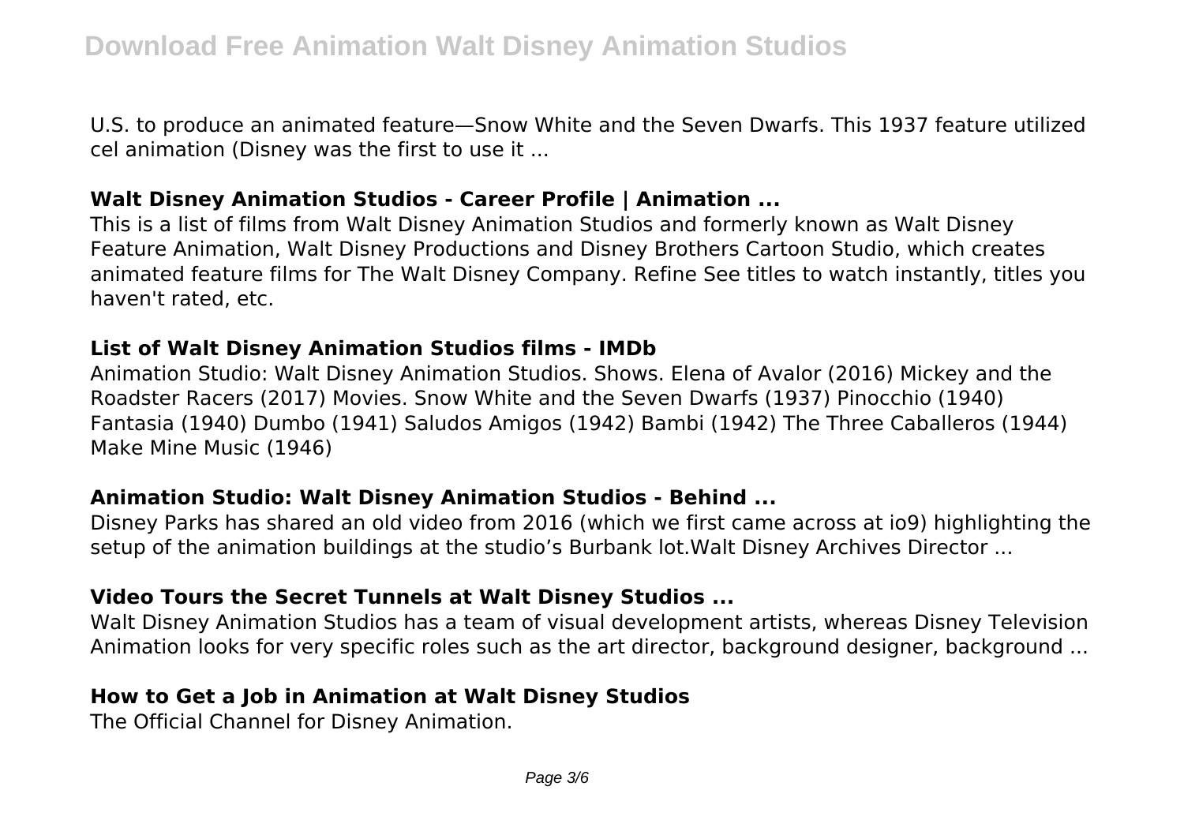U.S. to produce an animated feature—Snow White and the Seven Dwarfs. This 1937 feature utilized cel animation (Disney was the first to use it ...

### Walt Disney Animation Studios - Career Profile | Animation ...

This is a list of films from Walt Disney Animation Studios and formerly known as Walt Disney Feature Animation, Walt Disney Productions and Disney Brothers Cartoon Studio, which creates animated feature films for The Walt Disney Company. Refine See titles to watch instantly, titles you haven't rated, etc.

### List of Walt Disney Animation Studios films - IMDb

Animation Studio: Walt Disney Animation Studios. Shows. Elena of Avalor (2016) Mickey and the Roadster Racers (2017) Movies. Snow White and the Seven Dwarfs (1937) Pinocchio (1940) Fantasia (1940) Dumbo (1941) Saludos Amigos (1942) Bambi (1942) The Three Caballeros (1944) Make Mine Music (1946)

### Animation Studio: Walt Disney Animation Studios - Behind ...

Disney Parks has shared an old video from 2016 (which we first came across at io9) highlighting the setup of the animation buildings at the studio's Burbank lot.Walt Disney Archives Director ...

### Video Tours the Secret Tunnels at Walt Disney Studios ...

Walt Disney Animation Studios has a team of visual development artists, whereas Disney Television Animation looks for very specific roles such as the art director, background designer, background ...

### How to Get a Job in Animation at Walt Disney Studios

The Official Channel for Disney Animation.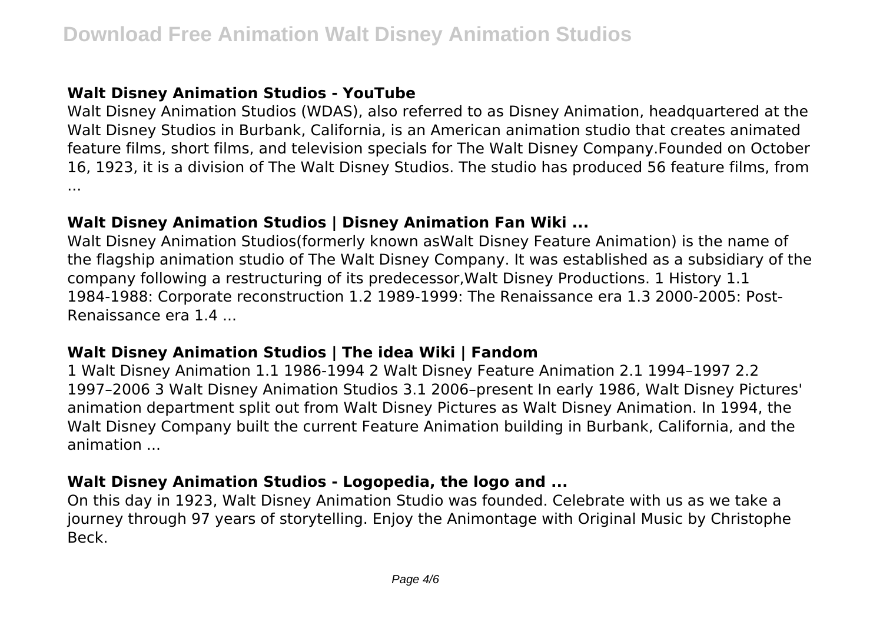### Walt Disney Animation Studios - YouTube

Walt Disney Animation Studios (WDAS), also referred to as Disney Animation, headquartered at the Walt Disney Studios in Burbank, California, is an American animation studio that creates animated feature films, short films, and television specials for The Walt Disney Company.Founded on October 16, 1923, it is a division of The Walt Disney Studios. The studio has produced 56 feature films, from ...

### Walt Disney Animation Studios | Disney Animation Fan Wiki ...

Walt Disney Animation Studios(formerly known asWalt Disney Feature Animation) is the name of the flagship animation studio of The Walt Disney Company. It was established as a subsidiary of the company following a restructuring of its predecessor,Walt Disney Productions. 1 History 1.1 1984-1988: Corporate reconstruction 1.2 1989-1999: The Renaissance era 1.3 2000-2005: Post-Renaissance era 1.4 ...

### Walt Disney Animation Studios | The idea Wiki | Fandom

1 Walt Disney Animation 1.1 1986-1994 2 Walt Disney Feature Animation 2.1 1994–1997 2.2 1997–2006 3 Walt Disney Animation Studios 3.1 2006–present In early 1986, Walt Disney Pictures' animation department split out from Walt Disney Pictures as Walt Disney Animation. In 1994, the Walt Disney Company built the current Feature Animation building in Burbank, California, and the animation ...

### Walt Disney Animation Studios - Logopedia, the logo and ...

On this day in 1923, Walt Disney Animation Studio was founded. Celebrate with us as we take a journey through 97 years of storytelling. Enjoy the Animontage with Original Music by Christophe Beck.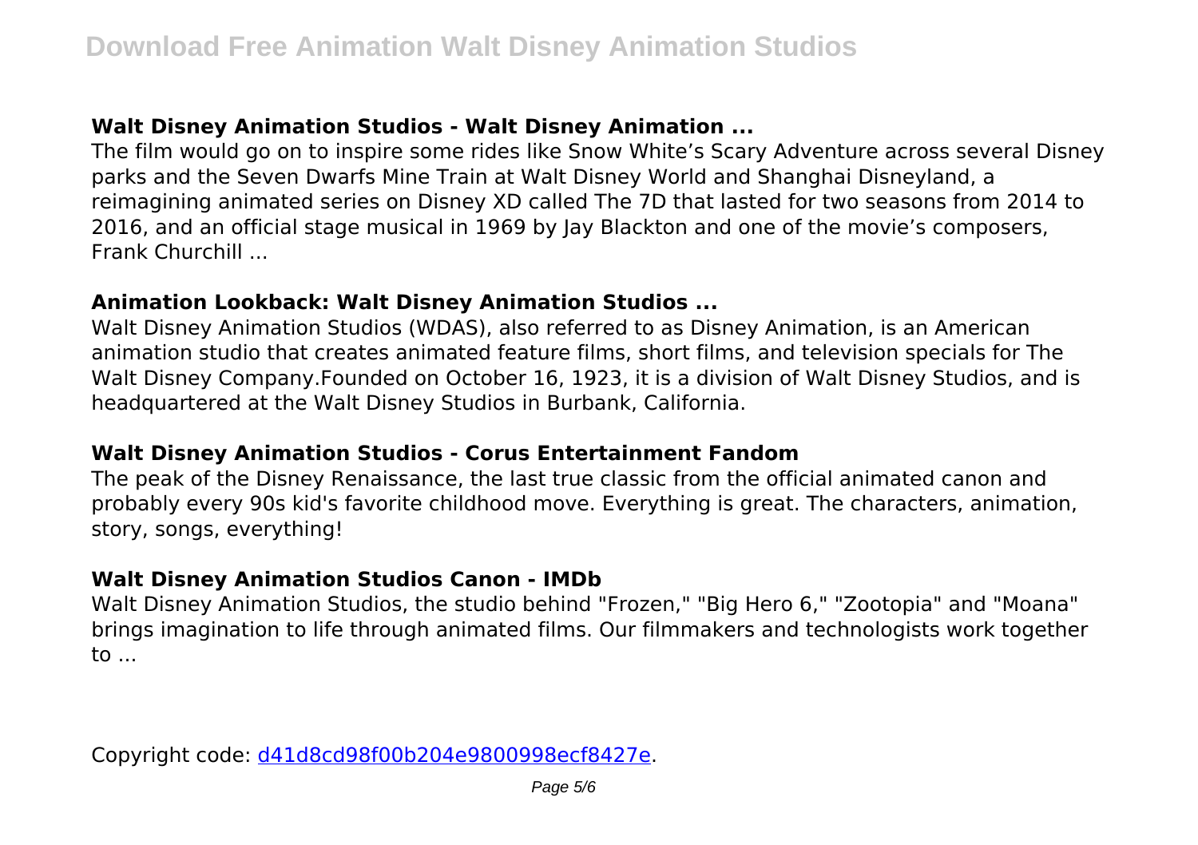### Walt Disney Animation Studios - Walt Disney Animation ...

The film would go on to inspire some rides like Snow White's Scary Adventure across several Disney parks and the Seven Dwarfs Mine Train at Walt Disney World and Shanghai Disneyland, a reimagining animated series on Disney XD called The 7D that lasted for two seasons from 2014 to 2016, and an official stage musical in 1969 by Jay Blackton and one of the movie's composers, Frank Churchill ...

### Animation Lookback: Walt Disney Animation Studios ...

Walt Disney Animation Studios (WDAS), also referred to as Disney Animation, is an American animation studio that creates animated feature films, short films, and television specials for The Walt Disney Company.Founded on October 16, 1923, it is a division of Walt Disney Studios, and is headquartered at the Walt Disney Studios in Burbank, California.

### Walt Disney Animation Studios - Corus Entertainment Fandom

The peak of the Disney Renaissance, the last true classic from the official animated canon and probably every 90s kid's favorite childhood move. Everything is great. The characters, animation, story, songs, everything!

### Walt Disney Animation Studios Canon - IMDb

Walt Disney Animation Studios, the studio behind "Frozen," "Big Hero 6," "Zootopia" and "Moana" brings imagination to life through animated films. Our filmmakers and technologists work together to ...

Copyright code: d41d8cd98f00b204e9800998ecf8427e.